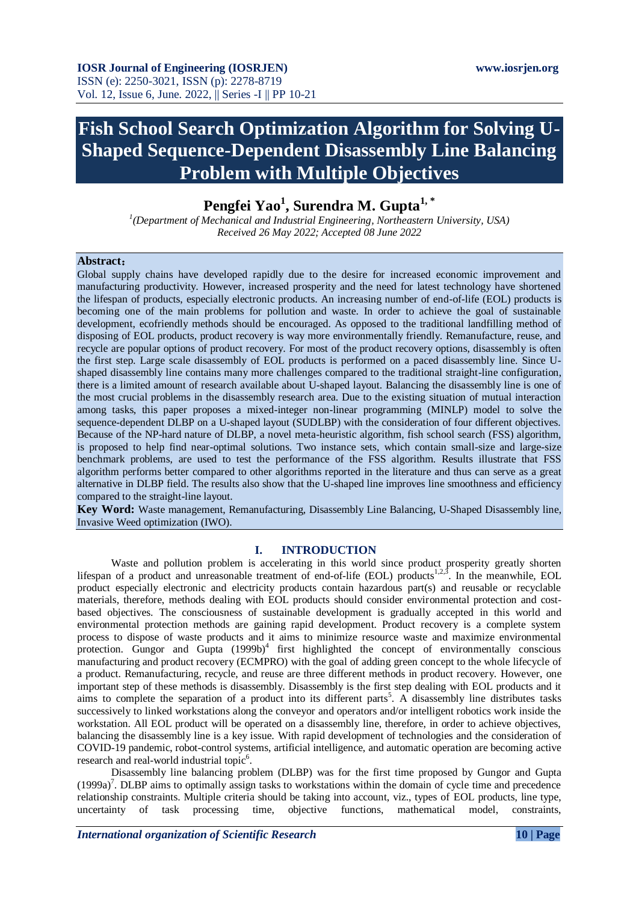# Fish School Search Optimization Algorithm for Solving U-Shaped Sequence-Dependent Disassembly Line Balancing Problem with Multiple Objectives

**Pengfei Yao[1], Surendra M. Gupta[1,*]**

[1](Department of Mechanical and Industrial Engineering, Northeastern University, USA)
*Received 26 May 2022; Accepted 08 June 2022*

**Abstract**:
Global supply chains have developed rapidly due to the desire for increased economic improvement and manufacturing productivity. However, increased prosperity and the need for latest technology have shortened the lifespan of products, especially electronic products. An increasing number of end-of-life (EOL) products is becoming one of the main problems for pollution and waste. In order to achieve the goal of sustainable development, ecofriendly methods should be encouraged. As opposed to the traditional landfilling method of disposing of EOL products, product recovery is way more environmentally friendly. Remanufacture, reuse, and recycle are popular options of product recovery. For most of the product recovery options, disassembly is often the first step. Large scale disassembly of EOL products is performed on a paced disassembly line. Since U-shaped disassembly line contains many more challenges compared to the traditional straight-line configuration, there is a limited amount of research available about U-shaped layout. Balancing the disassembly line is one of the most crucial problems in the disassembly research area. Due to the existing situation of mutual interaction among tasks, this paper proposes a mixed-integer non-linear programming (MINLP) model to solve the sequence-dependent DLBP on a U-shaped layout (SUDLBP) with the consideration of four different objectives. Because of the NP-hard nature of DLBP, a novel meta-heuristic algorithm, fish school search (FSS) algorithm, is proposed to help find near-optimal solutions. Two instance sets, which contain small-size and large-size benchmark problems, are used to test the performance of the FSS algorithm. Results illustrate that FSS algorithm performs better compared to other algorithms reported in the literature and thus can serve as a great alternative in DLBP field. The results also show that the U-shaped line improves line smoothness and efficiency compared to the straight-line layout.

**Key Word:** Waste management, Remanufacturing, Disassembly Line Balancing, U-Shaped Disassembly line, Invasive Weed optimization (IWO).

## I. INTRODUCTION

Waste and pollution problem is accelerating in this world since product prosperity greatly shorten lifespan of a product and unreasonable treatment of end-of-life (EOL) products[1,2,3]. In the meanwhile, EOL product especially electronic and electricity products contain hazardous part(s) and reusable or recyclable materials, therefore, methods dealing with EOL products should consider environmental protection and cost-based objectives. The consciousness of sustainable development is gradually accepted in this world and environmental protection methods are gaining rapid development. Product recovery is a complete system process to dispose of waste products and it aims to minimize resource waste and maximize environmental protection. Gungor and Gupta (1999b)[4] first highlighted the concept of environmentally conscious manufacturing and product recovery (ECMPRO) with the goal of adding green concept to the whole lifecycle of a product. Remanufacturing, recycle, and reuse are three different methods in product recovery. However, one important step of these methods is disassembly. Disassembly is the first step dealing with EOL products and it aims to complete the separation of a product into its different parts[5]. A disassembly line distributes tasks successively to linked workstations along the conveyor and operators and/or intelligent robotics work inside the workstation. All EOL product will be operated on a disassembly line, therefore, in order to achieve objectives, balancing the disassembly line is a key issue. With rapid development of technologies and the consideration of COVID-19 pandemic, robot-control systems, artificial intelligence, and automatic operation are becoming active research and real-world industrial topic[6].

Disassembly line balancing problem (DLBP) was for the first time proposed by Gungor and Gupta (1999a)[7]. DLBP aims to optimally assign tasks to workstations within the domain of cycle time and precedence relationship constraints. Multiple criteria should be taking into account, viz., types of EOL products, line type, uncertainty of task processing time, objective functions, mathematical model, constraints,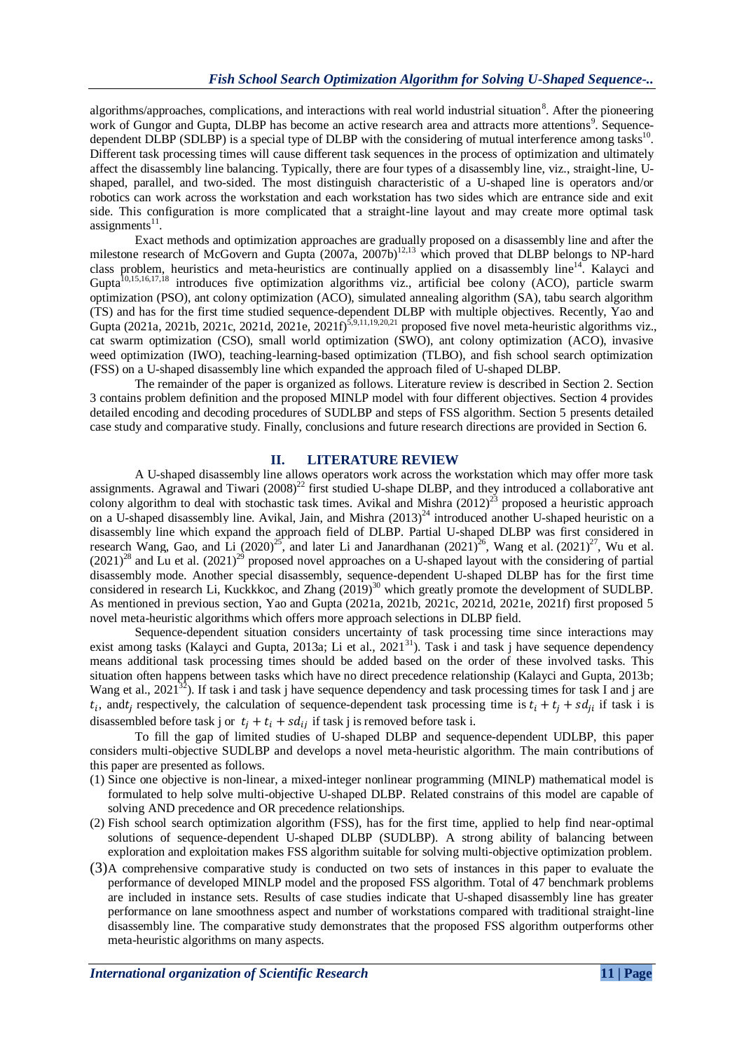algorithms/approaches, complications, and interactions with real world industrial situation[8]. After the pioneering work of Gungor and Gupta, DLBP has become an active research area and attracts more attentions[9]. Sequence-dependent DLBP (SDLBP) is a special type of DLBP with the considering of mutual interference among tasks[10]. Different task processing times will cause different task sequences in the process of optimization and ultimately affect the disassembly line balancing. Typically, there are four types of a disassembly line, viz., straight-line, U-shaped, parallel, and two-sided. The most distinguish characteristic of a U-shaped line is operators and/or robotics can work across the workstation and each workstation has two sides which are entrance side and exit side. This configuration is more complicated that a straight-line layout and may create more optimal task assignments[11].

Exact methods and optimization approaches are gradually proposed on a disassembly line and after the milestone research of McGovern and Gupta (2007a, 2007b)[12,13] which proved that DLBP belongs to NP-hard class problem, heuristics and meta-heuristics are continually applied on a disassembly line[14]. Kalayci and Gupta[10,15,16,17,18] introduces five optimization algorithms viz., artificial bee colony (ACO), particle swarm optimization (PSO), ant colony optimization (ACO), simulated annealing algorithm (SA), tabu search algorithm (TS) and has for the first time studied sequence-dependent DLBP with multiple objectives. Recently, Yao and Gupta (2021a, 2021b, 2021c, 2021d, 2021e, 2021f)[5,9,11,19,20,21] proposed five novel meta-heuristic algorithms viz., cat swarm optimization (CSO), small world optimization (SWO), ant colony optimization (ACO), invasive weed optimization (IWO), teaching-learning-based optimization (TLBO), and fish school search optimization (FSS) on a U-shaped disassembly line which expanded the approach filed of U-shaped DLBP.

The remainder of the paper is organized as follows. Literature review is described in Section 2. Section 3 contains problem definition and the proposed MINLP model with four different objectives. Section 4 provides detailed encoding and decoding procedures of SUDLBP and steps of FSS algorithm. Section 5 presents detailed case study and comparative study. Finally, conclusions and future research directions are provided in Section 6.

## II. LITERATURE REVIEW

A U-shaped disassembly line allows operators work across the workstation which may offer more task assignments. Agrawal and Tiwari (2008)[22] first studied U-shape DLBP, and they introduced a collaborative ant colony algorithm to deal with stochastic task times. Avikal and Mishra (2012)[23] proposed a heuristic approach on a U-shaped disassembly line. Avikal, Jain, and Mishra (2013)[24] introduced another U-shaped heuristic on a disassembly line which expand the approach field of DLBP. Partial U-shaped DLBP was first considered in research Wang, Gao, and Li (2020)[25], and later Li and Janardhanan (2021)[26], Wang et al. (2021)[27], Wu et al. (2021)[28] and Lu et al. (2021)[29] proposed novel approaches on a U-shaped layout with the considering of partial disassembly mode. Another special disassembly, sequence-dependent U-shaped DLBP has for the first time considered in research Li, Kuckkkoc, and Zhang (2019)[30] which greatly promote the development of SUDLBP. As mentioned in previous section, Yao and Gupta (2021a, 2021b, 2021c, 2021d, 2021e, 2021f) first proposed 5 novel meta-heuristic algorithms which offers more approach selections in DLBP field.

Sequence-dependent situation considers uncertainty of task processing time since interactions may exist among tasks (Kalayci and Gupta, 2013a; Li et al., 2021[31]). Task i and task j have sequence dependency means additional task processing times should be added based on the order of these involved tasks. This situation often happens between tasks which have no direct precedence relationship (Kalayci and Gupta, 2013b; Wang et al., 2021[32]). If task i and task j have sequence dependency and task processing times for task I and j are $t_i$, and$t_j$ respectively, the calculation of sequence-dependent task processing time is $t_i + t_j + sd_{ji}$ if task i is disassembled before task j or $t_j + t_i + sd_{ij}$ if task j is removed before task i.

To fill the gap of limited studies of U-shaped DLBP and sequence-dependent UDLBP, this paper considers multi-objective SUDLBP and develops a novel meta-heuristic algorithm. The main contributions of this paper are presented as follows.

(1) Since one objective is non-linear, a mixed-integer nonlinear programming (MINLP) mathematical model is formulated to help solve multi-objective U-shaped DLBP. Related constrains of this model are capable of solving AND precedence and OR precedence relationships.

(2) Fish school search optimization algorithm (FSS), has for the first time, applied to help find near-optimal solutions of sequence-dependent U-shaped DLBP (SUDLBP). A strong ability of balancing between exploration and exploitation makes FSS algorithm suitable for solving multi-objective optimization problem.

(3) A comprehensive comparative study is conducted on two sets of instances in this paper to evaluate the performance of developed MINLP model and the proposed FSS algorithm. Total of 47 benchmark problems are included in instance sets. Results of case studies indicate that U-shaped disassembly line has greater performance on lane smoothness aspect and number of workstations compared with traditional straight-line disassembly line. The comparative study demonstrates that the proposed FSS algorithm outperforms other meta-heuristic algorithms on many aspects.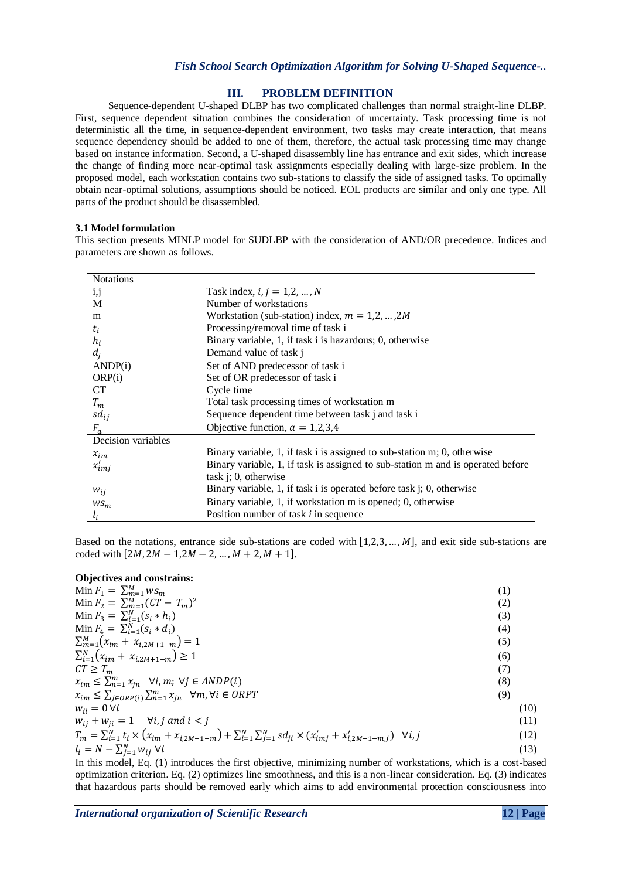## III. PROBLEM DEFINITION

Sequence-dependent U-shaped DLBP has two complicated challenges than normal straight-line DLBP. First, sequence dependent situation combines the consideration of uncertainty. Task processing time is not deterministic all the time, in sequence-dependent environment, two tasks may create interaction, that means sequence dependency should be added to one of them, therefore, the actual task processing time may change based on instance information. Second, a U-shaped disassembly line has entrance and exit sides, which increase the change of finding more near-optimal task assignments especially dealing with large-size problem. In the proposed model, each workstation contains two sub-stations to classify the side of assigned tasks. To optimally obtain near-optimal solutions, assumptions should be noticed. EOL products are similar and only one type. All parts of the product should be disassembled.

### 3.1 Model formulation

This section presents MINLP model for SUDLBP with the consideration of AND/OR precedence. Indices and parameters are shown as follows.

| Notations | |
|---|---|
| i,j | Task index, $i, j = 1,2, \dots, N$ |
| M | Number of workstations |
| m | Workstation (sub-station) index, $m = 1,2, \dots, 2M$ |
| $t_i$ | Processing/removal time of task i |
| $h_i$ | Binary variable, 1, if task i is hazardous; 0, otherwise |
| $d_j$ | Demand value of task j |
| ANDP(i) | Set of AND predecessor of task i |
| ORP(i) | Set of OR predecessor of task i |
| CT | Cycle time |
| $T_m$ | Total task processing times of workstation m |
| $sd_{ij}$ | Sequence dependent time between task j and task i |
| $F_a$ | Objective function, $a = 1,2,3,4$ |
| **Decision variables** | |
| $x_{im}$ | Binary variable, 1, if task i is assigned to sub-station m; 0, otherwise |
| $x'_{imj}$ | Binary variable, 1, if task is assigned to sub-station m and is operated before task j; 0, otherwise |
| $w_{ij}$ | Binary variable, 1, if task i is operated before task j; 0, otherwise |
| $ws_m$ | Binary variable, 1, if workstation m is opened; 0, otherwise |
| $l_i$ | Position number of task $i$ in sequence |

Based on the notations, entrance side sub-stations are coded with $[1,2,3, \dots, M]$, and exit side sub-stations are coded with $[2M, 2M-1, 2M-2, \dots, M+2, M+1]$.

**Objectives and constrains:**

$$\text{Min } F_1 = \sum_{m=1}^{M} ws_m \tag{1}$$

$$\text{Min } F_2 = \sum_{m=1}^{M} (CT - T_m)^2 \tag{2}$$

$$\text{Min } F_3 = \sum_{i=1}^{N} (s_i * h_i) \tag{3}$$

$$\text{Min } F_4 = \sum_{i=1}^{N} (s_i * d_i) \tag{4}$$

$$\sum_{m=1}^{M} \left(x_{im} + x_{i,2M+1-m}\right) = 1 \tag{5}$$

$$\sum_{i=1}^{N} \left(x_{im} + x_{i,2M+1-m}\right) \geq 1 \tag{6}$$

$$CT \geq T_m \tag{7}$$

$$x_{im} \leq \sum_{n=1}^{m} x_{jn} \quad \forall i, m;\ \forall j \in ANDP(i) \tag{8}$$

$$x_{im} \leq \sum_{j \in ORP(i)} \sum_{n=1}^{m} x_{jn} \quad \forall m, \forall i \in ORPT \tag{9}$$

$$w_{ii} = 0\ \forall i \tag{10}$$

$$w_{ij} + w_{ji} = 1 \quad \forall i, j \text{ and } i < j \tag{11}$$

$$T_m = \sum_{i=1}^{N} t_i \times \left(x_{im} + x_{i,2M+1-m}\right) + \sum_{i=1}^{N} \sum_{j=1}^{N} sd_{ji} \times \left(x'_{imj} + x'_{i,2M+1-m,j}\right) \quad \forall i, j \tag{12}$$

$$l_i = N - \sum_{j=1}^{N} w_{ij}\ \forall i \tag{13}$$

In this model, Eq. (1) introduces the first objective, minimizing number of workstations, which is a cost-based optimization criterion. Eq. (2) optimizes line smoothness, and this is a non-linear consideration. Eq. (3) indicates that hazardous parts should be removed early which aims to add environmental protection consciousness into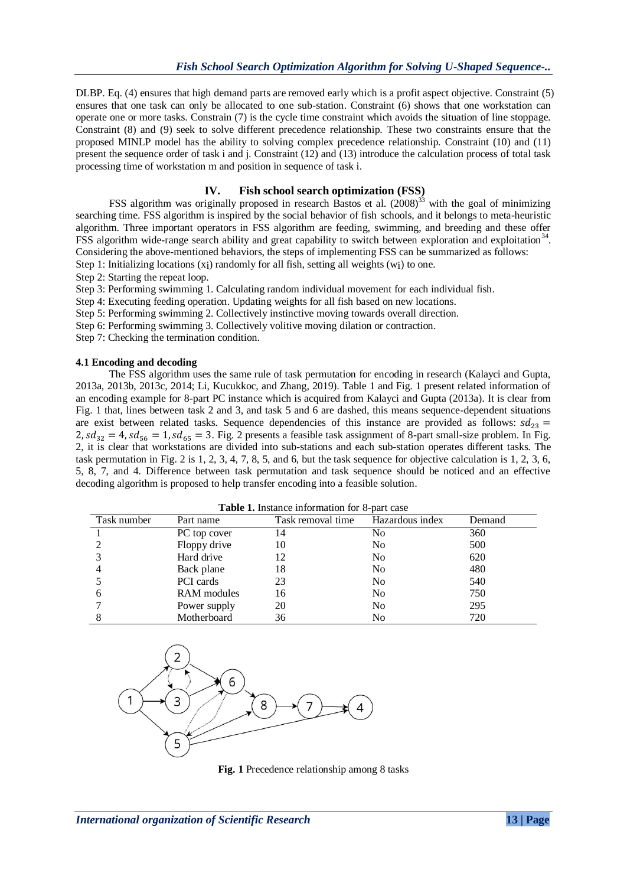DLBP. Eq. (4) ensures that high demand parts are removed early which is a profit aspect objective. Constraint (5) ensures that one task can only be allocated to one sub-station. Constraint (6) shows that one workstation can operate one or more tasks. Constrain (7) is the cycle time constraint which avoids the situation of line stoppage. Constraint (8) and (9) seek to solve different precedence relationship. These two constraints ensure that the proposed MINLP model has the ability to solving complex precedence relationship. Constraint (10) and (11) present the sequence order of task i and j. Constraint (12) and (13) introduce the calculation process of total task processing time of workstation m and position in sequence of task i.

## IV. Fish school search optimization (FSS)

FSS algorithm was originally proposed in research Bastos et al. (2008)[33] with the goal of minimizing searching time. FSS algorithm is inspired by the social behavior of fish schools, and it belongs to meta-heuristic algorithm. Three important operators in FSS algorithm are feeding, swimming, and breeding and these offer FSS algorithm wide-range search ability and great capability to switch between exploration and exploitation[34]. Considering the above-mentioned behaviors, the steps of implementing FSS can be summarized as follows:

Step 1: Initializing locations ($x_i$) randomly for all fish, setting all weights ($w_i$) to one.

Step 2: Starting the repeat loop.

Step 3: Performing swimming 1. Calculating random individual movement for each individual fish.

Step 4: Executing feeding operation. Updating weights for all fish based on new locations.

Step 5: Performing swimming 2. Collectively instinctive moving towards overall direction.

Step 6: Performing swimming 3. Collectively volitive moving dilation or contraction.

Step 7: Checking the termination condition.

### 4.1 Encoding and decoding

The FSS algorithm uses the same rule of task permutation for encoding in research (Kalayci and Gupta, 2013a, 2013b, 2013c, 2014; Li, Kucukkoc, and Zhang, 2019). Table 1 and Fig. 1 present related information of an encoding example for 8-part PC instance which is acquired from Kalayci and Gupta (2013a). It is clear from Fig. 1 that, lines between task 2 and 3, and task 5 and 6 are dashed, this means sequence-dependent situations are exist between related tasks. Sequence dependencies of this instance are provided as follows: $sd_{23} = 2, sd_{32} = 4, sd_{56} = 1, sd_{65} = 3$. Fig. 2 presents a feasible task assignment of 8-part small-size problem. In Fig. 2, it is clear that workstations are divided into sub-stations and each sub-station operates different tasks. The task permutation in Fig. 2 is 1, 2, 3, 4, 7, 8, 5, and 6, but the task sequence for objective calculation is 1, 2, 3, 6, 5, 8, 7, and 4. Difference between task permutation and task sequence should be noticed and an effective decoding algorithm is proposed to help transfer encoding into a feasible solution.

**Table 1.** Instance information for 8-part case

| Task number | Part name | Task removal time | Hazardous index | Demand |
|---|---|---|---|---|
| 1 | PC top cover | 14 | No | 360 |
| 2 | Floppy drive | 10 | No | 500 |
| 3 | Hard drive | 12 | No | 620 |
| 4 | Back plane | 18 | No | 480 |
| 5 | PCI cards | 23 | No | 540 |
| 6 | RAM modules | 16 | No | 750 |
| 7 | Power supply | 20 | No | 295 |
| 8 | Motherboard | 36 | No | 720 |

**Fig. 1** Precedence relationship among 8 tasks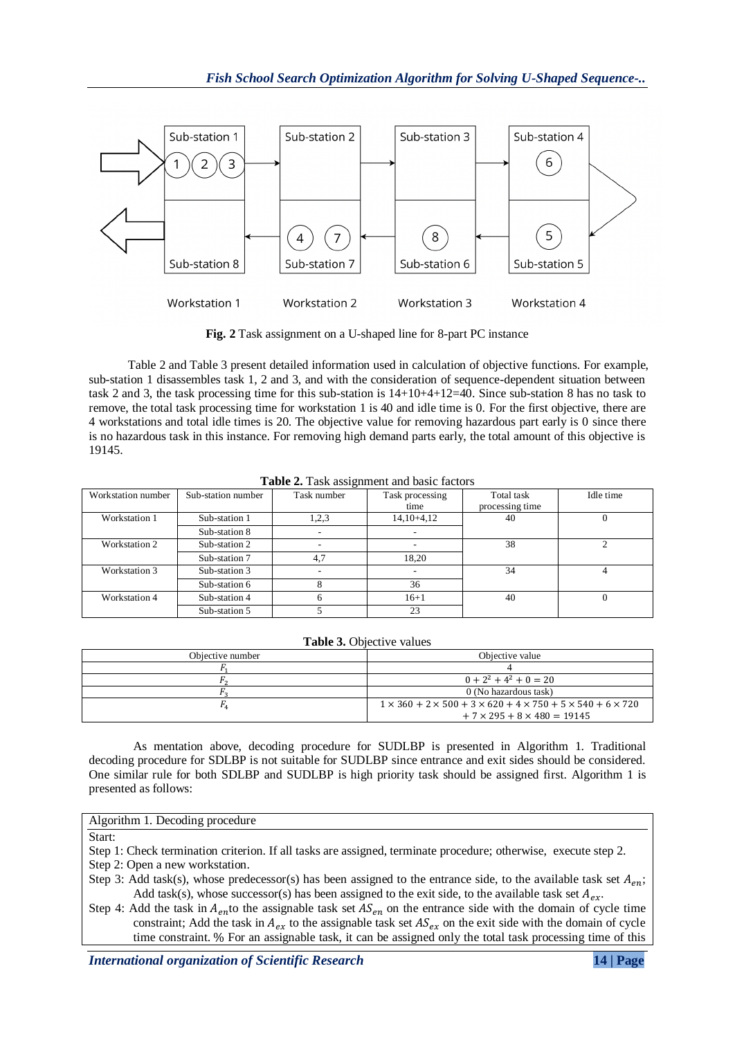**Fig. 2** Task assignment on a U-shaped line for 8-part PC instance

Table 2 and Table 3 present detailed information used in calculation of objective functions. For example, sub-station 1 disassembles task 1, 2 and 3, and with the consideration of sequence-dependent situation between task 2 and 3, the task processing time for this sub-station is 14+10+4+12=40. Since sub-station 8 has no task to remove, the total task processing time for workstation 1 is 40 and idle time is 0. For the first objective, there are 4 workstations and total idle times is 20. The objective value for removing hazardous part early is 0 since there is no hazardous task in this instance. For removing high demand parts early, the total amount of this objective is 19145.

**Table 2.** Task assignment and basic factors

| Workstation number | Sub-station number | Task number | Task processing time | Total task processing time | Idle time |
|---|---|---|---|---|---|
| Workstation 1 | Sub-station 1 | 1,2,3 | 14,10+4,12 | 40 | 0 |
| | Sub-station 8 | - | - | | |
| Workstation 2 | Sub-station 2 | - | - | 38 | 2 |
| | Sub-station 7 | 4,7 | 18,20 | | |
| Workstation 3 | Sub-station 3 | - | - | 34 | 4 |
| | Sub-station 6 | 8 | 36 | | |
| Workstation 4 | Sub-station 4 | 6 | 16+1 | 40 | 0 |
| | Sub-station 5 | 5 | 23 | | |

**Table 3.** Objective values

| Objective number | Objective value |
|---|---|
| $F_1$ | 4 |
| $F_2$ | $0 + 2^2 + 4^2 + 0 = 20$ |
| $F_3$ | 0 (No hazardous task) |
| $F_4$ | $1 \times 360 + 2 \times 500 + 3 \times 620 + 4 \times 750 + 5 \times 540 + 6 \times 720 + 7 \times 295 + 8 \times 480 = 19145$ |

As mentation above, decoding procedure for SUDLBP is presented in Algorithm 1. Traditional decoding procedure for SDLBP is not suitable for SUDLBP since entrance and exit sides should be considered. One similar rule for both SDLBP and SUDLBP is high priority task should be assigned first. Algorithm 1 is presented as follows:

**Algorithm 1.** Decoding procedure

Start:

Step 1: Check termination criterion. If all tasks are assigned, terminate procedure; otherwise, execute step 2.

Step 2: Open a new workstation.

Step 3: Add task(s), whose predecessor(s) has been assigned to the entrance side, to the available task set $A_{en}$; Add task(s), whose successor(s) has been assigned to the exit side, to the available task set $A_{ex}$.

Step 4: Add the task in $A_{en}$ to the assignable task set $AS_{en}$ on the entrance side with the domain of cycle time constraint; Add the task in $A_{ex}$ to the assignable task set $AS_{ex}$ on the exit side with the domain of cycle time constraint. % For an assignable task, it can be assigned only the total task processing time of this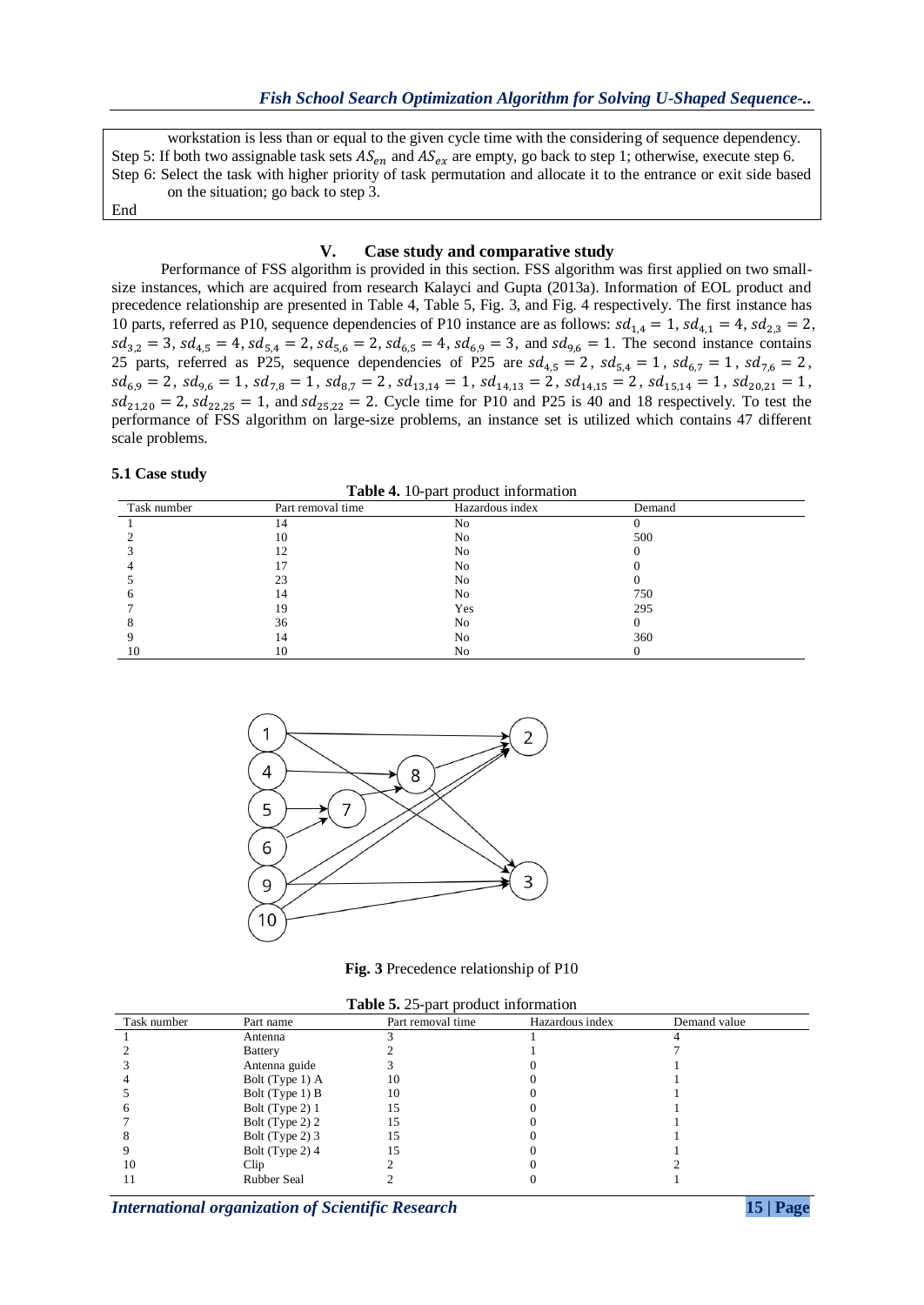workstation is less than or equal to the given cycle time with the considering of sequence dependency.
Step 5: If both two assignable task sets $AS_{en}$ and $AS_{ex}$ are empty, go back to step 1; otherwise, execute step 6.
Step 6: Select the task with higher priority of task permutation and allocate it to the entrance or exit side based on the situation; go back to step 3.
End

## V. Case study and comparative study

Performance of FSS algorithm is provided in this section. FSS algorithm was first applied on two small-size instances, which are acquired from research Kalayci and Gupta (2013a). Information of EOL product and precedence relationship are presented in Table 4, Table 5, Fig. 3, and Fig. 4 respectively. The first instance has 10 parts, referred as P10, sequence dependencies of P10 instance are as follows: $sd_{1,4} = 1$, $sd_{4,1} = 4$, $sd_{2,3} = 2$, $sd_{3,2} = 3$, $sd_{4,5} = 4$, $sd_{5,4} = 2$, $sd_{5,6} = 2$, $sd_{6,5} = 4$, $sd_{6,9} = 3$, and $sd_{9,6} = 1$. The second instance contains 25 parts, referred as P25, sequence dependencies of P25 are $sd_{4,5} = 2$, $sd_{5,4} = 1$, $sd_{6,7} = 1$, $sd_{7,6} = 2$, $sd_{6,9} = 2$, $sd_{9,6} = 1$, $sd_{7,8} = 1$, $sd_{8,7} = 2$, $sd_{13,14} = 1$, $sd_{14,13} = 2$, $sd_{14,15} = 2$, $sd_{15,14} = 1$, $sd_{20,21} = 1$, $sd_{21,20} = 2$, $sd_{22,25} = 1$, and $sd_{25,22} = 2$. Cycle time for P10 and P25 is 40 and 18 respectively. To test the performance of FSS algorithm on large-size problems, an instance set is utilized which contains 47 different scale problems.

### 5.1 Case study

**Table 4.** 10-part product information

| Task number | Part removal time | Hazardous index | Demand |
|---|---|---|---|
| 1 | 14 | No | 0 |
| 2 | 10 | No | 500 |
| 3 | 12 | No | 0 |
| 4 | 17 | No | 0 |
| 5 | 23 | No | 0 |
| 6 | 14 | No | 750 |
| 7 | 19 | Yes | 295 |
| 8 | 36 | No | 0 |
| 9 | 14 | No | 360 |
| 10 | 10 | No | 0 |

**Fig. 3** Precedence relationship of P10

**Table 5.** 25-part product information

| Task number | Part name | Part removal time | Hazardous index | Demand value |
|---|---|---|---|---|
| 1 | Antenna | 3 | 1 | 4 |
| 2 | Battery | 2 | 1 | 7 |
| 3 | Antenna guide | 3 | 0 | 1 |
| 4 | Bolt (Type 1) A | 10 | 0 | 1 |
| 5 | Bolt (Type 1) B | 10 | 0 | 1 |
| 6 | Bolt (Type 2) 1 | 15 | 0 | 1 |
| 7 | Bolt (Type 2) 2 | 15 | 0 | 1 |
| 8 | Bolt (Type 2) 3 | 15 | 0 | 1 |
| 9 | Bolt (Type 2) 4 | 15 | 0 | 1 |
| 10 | Clip | 2 | 0 | 2 |
| 11 | Rubber Seal | 2 | 0 | 1 |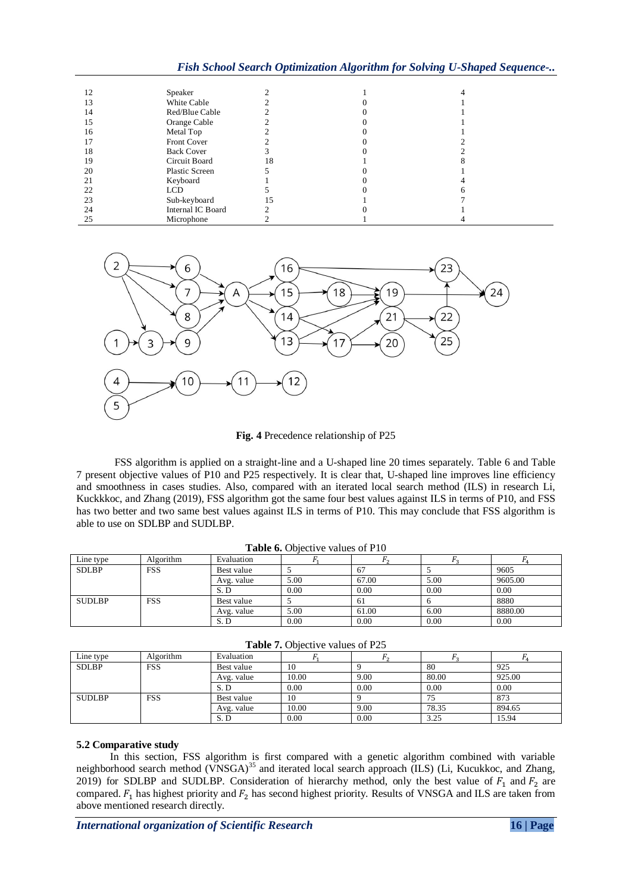| 12 | Speaker | 2 | 1 | 4 |
|---|---|---|---|---|
| 13 | White Cable | 2 | 0 | 1 |
| 14 | Red/Blue Cable | 2 | 0 | 1 |
| 15 | Orange Cable | 2 | 0 | 1 |
| 16 | Metal Top | 2 | 0 | 1 |
| 17 | Front Cover | 2 | 0 | 2 |
| 18 | Back Cover | 3 | 0 | 2 |
| 19 | Circuit Board | 18 | 1 | 8 |
| 20 | Plastic Screen | 5 | 0 | 1 |
| 21 | Keyboard | 1 | 0 | 4 |
| 22 | LCD | 5 | 0 | 6 |
| 23 | Sub-keyboard | 15 | 1 | 7 |
| 24 | Internal IC Board | 2 | 0 | 1 |
| 25 | Microphone | 2 | 1 | 4 |

**Fig. 4** Precedence relationship of P25

FSS algorithm is applied on a straight-line and a U-shaped line 20 times separately. Table 6 and Table 7 present objective values of P10 and P25 respectively. It is clear that, U-shaped line improves line efficiency and smoothness in cases studies. Also, compared with an iterated local search method (ILS) in research Li, Kuckkkoc, and Zhang (2019), FSS algorithm got the same four best values against ILS in terms of P10, and FSS has two better and two same best values against ILS in terms of P10. This may conclude that FSS algorithm is able to use on SDLBP and SUDLBP.

**Table 6.** Objective values of P10

| Line type | Algorithm | Evaluation | $F_1$ | $F_2$ | $F_3$ | $F_4$ |
|---|---|---|---|---|---|---|
| SDLBP | FSS | Best value | 5 | 67 | 5 | 9605 |
| | | Avg. value | 5.00 | 67.00 | 5.00 | 9605.00 |
| | | S. D | 0.00 | 0.00 | 0.00 | 0.00 |
| SUDLBP | FSS | Best value | 5 | 61 | 6 | 8880 |
| | | Avg. value | 5.00 | 61.00 | 6.00 | 8880.00 |
| | | S. D | 0.00 | 0.00 | 0.00 | 0.00 |

**Table 7.** Objective values of P25

| Line type | Algorithm | Evaluation | $F_1$ | $F_2$ | $F_3$ | $F_4$ |
|---|---|---|---|---|---|---|
| SDLBP | FSS | Best value | 10 | 9 | 80 | 925 |
| | | Avg. value | 10.00 | 9.00 | 80.00 | 925.00 |
| | | S. D | 0.00 | 0.00 | 0.00 | 0.00 |
| SUDLBP | FSS | Best value | 10 | 9 | 75 | 873 |
| | | Avg. value | 10.00 | 9.00 | 78.35 | 894.65 |
| | | S. D | 0.00 | 0.00 | 3.25 | 15.94 |

### 5.2 Comparative study

In this section, FSS algorithm is first compared with a genetic algorithm combined with variable neighborhood search method (VNSGA)[35] and iterated local search approach (ILS) (Li, Kucukkoc, and Zhang, 2019) for SDLBP and SUDLBP. Consideration of hierarchy method, only the best value of $F_1$ and $F_2$ are compared. $F_1$ has highest priority and $F_2$ has second highest priority. Results of VNSGA and ILS are taken from above mentioned research directly.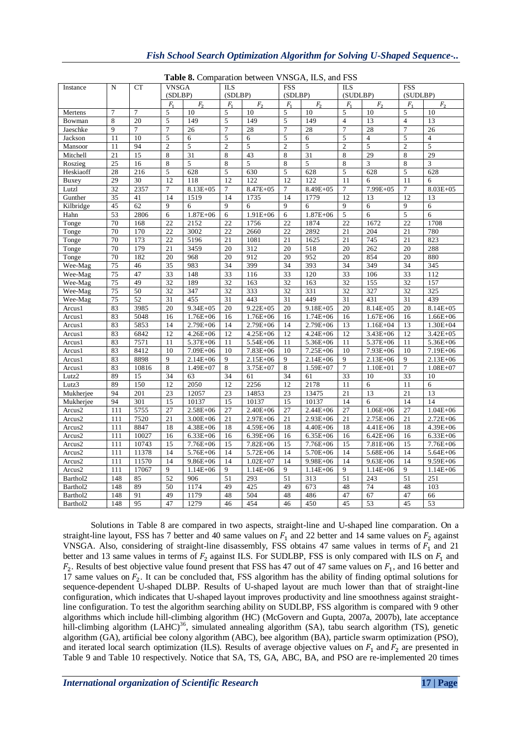**Table 8.** Comparation between VNSGA, ILS, and FSS

| Instance | N | CT | VNSGA (SDLBP) | | ILS (SDLBP) | | FSS (SDLBP) | | ILS (SUDLBP) | | FSS (SUDLBP) | |
|---|---|---|---|---|---|---|---|---|---|---|---|---|
| | | | $F_1$ | $F_2$ | $F_1$ | $F_2$ | $F_1$ | $F_2$ | $F_1$ | $F_2$ | $F_1$ | $F_2$ |
| Mertens | 7 | 7 | 5 | 10 | 5 | 10 | 5 | 10 | 5 | 10 | 5 | 10 |
| Bowman | 8 | 20 | 5 | 149 | 5 | 149 | 5 | 149 | 4 | 13 | 4 | 13 |
| Jaeschke | 9 | 7 | 7 | 26 | 7 | 28 | 7 | 28 | 7 | 28 | 7 | 26 |
| Jackson | 11 | 10 | 5 | 6 | 5 | 6 | 5 | 6 | 5 | 4 | 5 | 4 |
| Mansoor | 11 | 94 | 2 | 5 | 2 | 5 | 2 | 5 | 2 | 5 | 2 | 5 |
| Mitchell | 21 | 15 | 8 | 31 | 8 | 43 | 8 | 31 | 8 | 29 | 8 | 29 |
| Roszieg | 25 | 16 | 8 | 5 | 8 | 5 | 8 | 5 | 8 | 3 | 8 | 3 |
| Heskiaoff | 28 | 216 | 5 | 628 | 5 | 630 | 5 | 628 | 5 | 628 | 5 | 628 |
| Buxey | 29 | 30 | 12 | 118 | 12 | 122 | 12 | 122 | 11 | 6 | 11 | 6 |
| Lutzl | 32 | 2357 | 7 | 8.13E+05 | 7 | 8.47E+05 | 7 | 8.49E+05 | 7 | 7.99E+05 | 7 | 8.03E+05 |
| Gunther | 35 | 41 | 14 | 1519 | 14 | 1735 | 14 | 1779 | 12 | 13 | 12 | 13 |
| Kilbridge | 45 | 62 | 9 | 6 | 9 | 6 | 9 | 6 | 9 | 6 | 9 | 6 |
| Hahn | 53 | 2806 | 6 | 1.87E+06 | 6 | 1.91E+06 | 6 | 1.87E+06 | 5 | 6 | 5 | 6 |
| Tonge | 70 | 168 | 22 | 2152 | 22 | 1756 | 22 | 1874 | 22 | 1672 | 22 | 1708 |
| Tonge | 70 | 170 | 22 | 3002 | 22 | 2660 | 22 | 2892 | 21 | 204 | 21 | 780 |
| Tonge | 70 | 173 | 22 | 5196 | 21 | 1081 | 21 | 1625 | 21 | 745 | 21 | 823 |
| Tonge | 70 | 179 | 21 | 3459 | 20 | 312 | 20 | 518 | 20 | 262 | 20 | 288 |
| Tonge | 70 | 182 | 20 | 968 | 20 | 912 | 20 | 952 | 20 | 854 | 20 | 880 |
| Wee-Mag | 75 | 46 | 35 | 983 | 34 | 399 | 34 | 393 | 34 | 349 | 34 | 345 |
| Wee-Mag | 75 | 47 | 33 | 148 | 33 | 116 | 33 | 120 | 33 | 106 | 33 | 112 |
| Wee-Mag | 75 | 49 | 32 | 189 | 32 | 163 | 32 | 163 | 32 | 155 | 32 | 157 |
| Wee-Mag | 75 | 50 | 32 | 347 | 32 | 333 | 32 | 331 | 32 | 327 | 32 | 325 |
| Wee-Mag | 75 | 52 | 31 | 455 | 31 | 443 | 31 | 449 | 31 | 431 | 31 | 439 |
| Arcus1 | 83 | 3985 | 20 | 9.34E+05 | 20 | 9.22E+05 | 20 | 9.18E+05 | 20 | 8.14E+05 | 20 | 8.14E+05 |
| Arcus1 | 83 | 5048 | 16 | 1.76E+06 | 16 | 1.76E+06 | 16 | 1.74E+06 | 16 | 1.67E+06 | 16 | 1.66E+06 |
| Arcus1 | 83 | 5853 | 14 | 2.79E+06 | 14 | 2.79E+06 | 14 | 2.79E+06 | 13 | 1.16E+04 | 13 | 1.30E+04 |
| Arcus1 | 83 | 6842 | 12 | 4.26E+06 | 12 | 4.25E+06 | 12 | 4.24E+06 | 12 | 3.43E+06 | 12 | 3.42E+05 |
| Arcus1 | 83 | 7571 | 11 | 5.37E+06 | 11 | 5.54E+06 | 11 | 5.36E+06 | 11 | 5.37E+06 | 11 | 5.36E+06 |
| Arcus1 | 83 | 8412 | 10 | 7.09E+06 | 10 | 7.83E+06 | 10 | 7.25E+06 | 10 | 7.93E+06 | 10 | 7.19E+06 |
| Arcus1 | 83 | 8898 | 9 | 2.14E+06 | 9 | 2.15E+06 | 9 | 2.14E+06 | 9 | 2.13E+06 | 9 | 2.13E+06 |
| Arcus1 | 83 | 10816 | 8 | 1.49E+07 | 8 | 3.75E+07 | 8 | 1.59E+07 | 7 | 1.10E+01 | 7 | 1.08E+07 |
| Lutz2 | 89 | 15 | 34 | 63 | 34 | 61 | 34 | 61 | 33 | 10 | 33 | 10 |
| Lutz3 | 89 | 150 | 12 | 2050 | 12 | 2256 | 12 | 2178 | 11 | 6 | 11 | 6 |
| Mukherjee | 94 | 201 | 23 | 12057 | 23 | 14853 | 23 | 13475 | 21 | 13 | 21 | 13 |
| Mukherjee | 94 | 301 | 15 | 10137 | 15 | 10137 | 15 | 10137 | 14 | 6 | 14 | 14 |
| Arcus2 | 111 | 5755 | 27 | 2.58E+06 | 27 | 2.40E+06 | 27 | 2.44E+06 | 27 | 1.06E+06 | 27 | 1.04E+06 |
| Arcus2 | 111 | 7520 | 21 | 3.00E+06 | 21 | 2.97E+06 | 21 | 2.93E+06 | 21 | 2.75E+06 | 21 | 2.72E+06 |
| Arcus2 | 111 | 8847 | 18 | 4.38E+06 | 18 | 4.59E+06 | 18 | 4.40E+06 | 18 | 4.41E+06 | 18 | 4.39E+06 |
| Arcus2 | 111 | 10027 | 16 | 6.33E+06 | 16 | 6.39E+06 | 16 | 6.35E+06 | 16 | 6.42E+06 | 16 | 6.33E+06 |
| Arcus2 | 111 | 10743 | 15 | 7.76E+06 | 15 | 7.82E+06 | 15 | 7.76E+06 | 15 | 7.81E+06 | 15 | 7.76E+06 |
| Arcus2 | 111 | 11378 | 14 | 5.76E+06 | 14 | 5.72E+06 | 14 | 5.70E+06 | 14 | 5.68E+06 | 14 | 5.64E+06 |
| Arcus2 | 111 | 11570 | 14 | 9.86E+06 | 14 | 1.02E+07 | 14 | 9.98E+06 | 14 | 9.63E+06 | 14 | 9.59E+06 |
| Arcus2 | 111 | 17067 | 9 | 1.14E+06 | 9 | 1.14E+06 | 9 | 1.14E+06 | 9 | 1.14E+06 | 9 | 1.14E+06 |
| Barthol2 | 148 | 85 | 52 | 906 | 51 | 293 | 51 | 313 | 51 | 243 | 51 | 251 |
| Barthol2 | 148 | 89 | 50 | 1174 | 49 | 425 | 49 | 673 | 48 | 74 | 48 | 103 |
| Barthol2 | 148 | 91 | 49 | 1179 | 48 | 504 | 48 | 486 | 47 | 67 | 47 | 66 |
| Barthol2 | 148 | 95 | 47 | 1279 | 46 | 454 | 46 | 450 | 45 | 53 | 45 | 53 |

Solutions in Table 8 are compared in two aspects, straight-line and U-shaped line comparation. On a straight-line layout, FSS has 7 better and 40 same values on $F_1$ and 22 better and 14 same values on $F_2$ against VNSGA. Also, considering of straight-line disassembly, FSS obtains 47 same values in terms of $F_1$ and 21 better and 13 same values in terms of $F_2$ against ILS. For SUDLBP, FSS is only compared with ILS on $F_1$ and $F_2$. Results of best objective value found present that FSS has 47 out of 47 same values on $F_1$, and 16 better and 17 same values on $F_2$. It can be concluded that, FSS algorithm has the ability of finding optimal solutions for sequence-dependent U-shaped DLBP. Results of U-shaped layout are much lower than that of straight-line configuration, which indicates that U-shaped layout improves productivity and line smoothness against straight-line configuration. To test the algorithm searching ability on SUDLBP, FSS algorithm is compared with 9 other algorithms which include hill-climbing algorithm (HC) (McGovern and Gupta, 2007a, 2007b), late acceptance hill-climbing algorithm (LAHC)[36], simulated annealing algorithm (SA), tabu search algorithm (TS), genetic algorithm (GA), artificial bee colony algorithm (ABC), bee algorithm (BA), particle swarm optimization (PSO), and iterated local search optimization (ILS). Results of average objective values on $F_1$ and $F_2$ are presented in Table 9 and Table 10 respectively. Notice that SA, TS, GA, ABC, BA, and PSO are re-implemented 20 times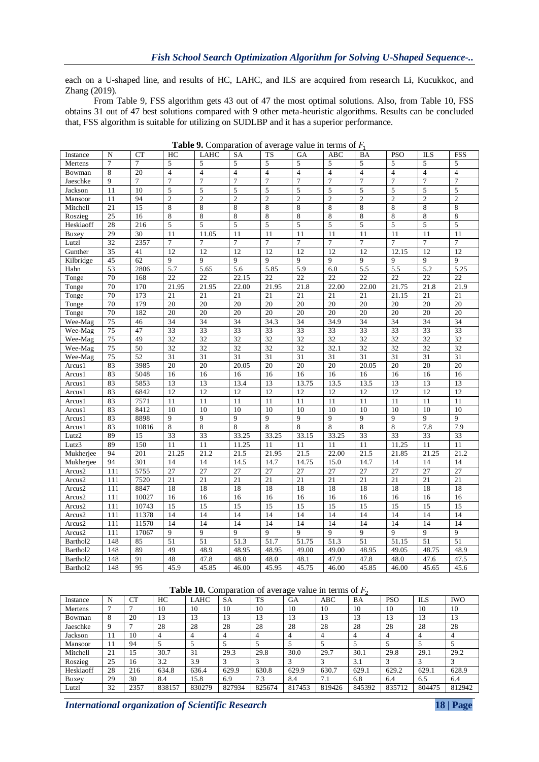each on a U-shaped line, and results of HC, LAHC, and ILS are acquired from research Li, Kucukkoc, and Zhang (2019).

From Table 9, FSS algorithm gets 43 out of 47 the most optimal solutions. Also, from Table 10, FSS obtains 31 out of 47 best solutions compared with 9 other meta-heuristic algorithms. Results can be concluded that, FSS algorithm is suitable for utilizing on SUDLBP and it has a superior performance.

**Table 9.** Comparation of average value in terms of $F_1$

| Instance | N | CT | HC | LAHC | SA | TS | GA | ABC | BA | PSO | ILS | FSS |
|---|---|---|---|---|---|---|---|---|---|---|---|---|
| Mertens | 7 | 7 | 5 | 5 | 5 | 5 | 5 | 5 | 5 | 5 | 5 | 5 |
| Bowman | 8 | 20 | 4 | 4 | 4 | 4 | 4 | 4 | 4 | 4 | 4 | 4 |
| Jaeschke | 9 | 7 | 7 | 7 | 7 | 7 | 7 | 7 | 7 | 7 | 7 | 7 |
| Jackson | 11 | 10 | 5 | 5 | 5 | 5 | 5 | 5 | 5 | 5 | 5 | 5 |
| Mansoor | 11 | 94 | 2 | 2 | 2 | 2 | 2 | 2 | 2 | 2 | 2 | 2 |
| Mitchell | 21 | 15 | 8 | 8 | 8 | 8 | 8 | 8 | 8 | 8 | 8 | 8 |
| Roszieg | 25 | 16 | 8 | 8 | 8 | 8 | 8 | 8 | 8 | 8 | 8 | 8 |
| Heskiaoff | 28 | 216 | 5 | 5 | 5 | 5 | 5 | 5 | 5 | 5 | 5 | 5 |
| Buxey | 29 | 30 | 11 | 11.05 | 11 | 11 | 11 | 11 | 11 | 11 | 11 | 11 |
| Lutzl | 32 | 2357 | 7 | 7 | 7 | 7 | 7 | 7 | 7 | 7 | 7 | 7 |
| Gunther | 35 | 41 | 12 | 12 | 12 | 12 | 12 | 12 | 12 | 12.15 | 12 | 12 |
| Kilbridge | 45 | 62 | 9 | 9 | 9 | 9 | 9 | 9 | 9 | 9 | 9 | 9 |
| Hahn | 53 | 2806 | 5.7 | 5.65 | 5.6 | 5.85 | 5.9 | 6.0 | 5.5 | 5.5 | 5.2 | 5.25 |
| Tonge | 70 | 168 | 22 | 22 | 22.15 | 22 | 22 | 22 | 22 | 22 | 22 | 22 |
| Tonge | 70 | 170 | 21.95 | 21.95 | 22.00 | 21.95 | 21.8 | 22.00 | 22.00 | 21.75 | 21.8 | 21.9 |
| Tonge | 70 | 173 | 21 | 21 | 21 | 21 | 21 | 21 | 21 | 21.15 | 21 | 21 |
| Tonge | 70 | 179 | 20 | 20 | 20 | 20 | 20 | 20 | 20 | 20 | 20 | 20 |
| Tonge | 70 | 182 | 20 | 20 | 20 | 20 | 20 | 20 | 20 | 20 | 20 | 20 |
| Wee-Mag | 75 | 46 | 34 | 34 | 34 | 34.3 | 34 | 34.9 | 34 | 34 | 34 | 34 |
| Wee-Mag | 75 | 47 | 33 | 33 | 33 | 33 | 33 | 33 | 33 | 33 | 33 | 33 |
| Wee-Mag | 75 | 49 | 32 | 32 | 32 | 32 | 32 | 32 | 32 | 32 | 32 | 32 |
| Wee-Mag | 75 | 50 | 32 | 32 | 32 | 32 | 32 | 32.1 | 32 | 32 | 32 | 32 |
| Wee-Mag | 75 | 52 | 31 | 31 | 31 | 31 | 31 | 31 | 31 | 31 | 31 | 31 |
| Arcus1 | 83 | 3985 | 20 | 20 | 20.05 | 20 | 20 | 20 | 20.05 | 20 | 20 | 20 |
| Arcus1 | 83 | 5048 | 16 | 16 | 16 | 16 | 16 | 16 | 16 | 16 | 16 | 16 |
| Arcus1 | 83 | 5853 | 13 | 13 | 13.4 | 13 | 13.75 | 13.5 | 13.5 | 13 | 13 | 13 |
| Arcus1 | 83 | 6842 | 12 | 12 | 12 | 12 | 12 | 12 | 12 | 12 | 12 | 12 |
| Arcus1 | 83 | 7571 | 11 | 11 | 11 | 11 | 11 | 11 | 11 | 11 | 11 | 11 |
| Arcus1 | 83 | 8412 | 10 | 10 | 10 | 10 | 10 | 10 | 10 | 10 | 10 | 10 |
| Arcus1 | 83 | 8898 | 9 | 9 | 9 | 9 | 9 | 9 | 9 | 9 | 9 | 9 |
| Arcus1 | 83 | 10816 | 8 | 8 | 8 | 8 | 8 | 8 | 8 | 8 | 7.8 | 7.9 |
| Lutz2 | 89 | 15 | 33 | 33 | 33.25 | 33.25 | 33.15 | 33.25 | 33 | 33 | 33 | 33 |
| Lutz3 | 89 | 150 | 11 | 11 | 11.25 | 11 | 11 | 11 | 11 | 11.25 | 11 | 11 |
| Mukherjee | 94 | 201 | 21.25 | 21.2 | 21.5 | 21.95 | 21.5 | 22.00 | 21.5 | 21.85 | 21.25 | 21.2 |
| Mukherjee | 94 | 301 | 14 | 14 | 14.5 | 14.7 | 14.75 | 15.0 | 14.7 | 14 | 14 | 14 |
| Arcus2 | 111 | 5755 | 27 | 27 | 27 | 27 | 27 | 27 | 27 | 27 | 27 | 27 |
| Arcus2 | 111 | 7520 | 21 | 21 | 21 | 21 | 21 | 21 | 21 | 21 | 21 | 21 |
| Arcus2 | 111 | 8847 | 18 | 18 | 18 | 18 | 18 | 18 | 18 | 18 | 18 | 18 |
| Arcus2 | 111 | 10027 | 16 | 16 | 16 | 16 | 16 | 16 | 16 | 16 | 16 | 16 |
| Arcus2 | 111 | 10743 | 15 | 15 | 15 | 15 | 15 | 15 | 15 | 15 | 15 | 15 |
| Arcus2 | 111 | 11378 | 14 | 14 | 14 | 14 | 14 | 14 | 14 | 14 | 14 | 14 |
| Arcus2 | 111 | 11570 | 14 | 14 | 14 | 14 | 14 | 14 | 14 | 14 | 14 | 14 |
| Arcus2 | 111 | 17067 | 9 | 9 | 9 | 9 | 9 | 9 | 9 | 9 | 9 | 9 |
| Barthol2 | 148 | 85 | 51 | 51 | 51.3 | 51.7 | 51.75 | 51.3 | 51 | 51.15 | 51 | 51 |
| Barthol2 | 148 | 89 | 49 | 48.9 | 48.95 | 48.95 | 49.00 | 49.00 | 48.95 | 49.05 | 48.75 | 48.9 |
| Barthol2 | 148 | 91 | 48 | 47.8 | 48.0 | 48.0 | 48.1 | 47.9 | 47.8 | 48.0 | 47.6 | 47.5 |
| Barthol2 | 148 | 95 | 45.9 | 45.85 | 46.00 | 45.95 | 45.75 | 46.00 | 45.85 | 46.00 | 45.65 | 45.6 |

**Table 10.** Comparation of average value in terms of $F_2$

| Instance | N | CT | HC | LAHC | SA | TS | GA | ABC | BA | PSO | ILS | IWO |
|---|---|---|---|---|---|---|---|---|---|---|---|---|
| Mertens | 7 | 7 | 10 | 10 | 10 | 10 | 10 | 10 | 10 | 10 | 10 | 10 |
| Bowman | 8 | 20 | 13 | 13 | 13 | 13 | 13 | 13 | 13 | 13 | 13 | 13 |
| Jaeschke | 9 | 7 | 28 | 28 | 28 | 28 | 28 | 28 | 28 | 28 | 28 | 28 |
| Jackson | 11 | 10 | 4 | 4 | 4 | 4 | 4 | 4 | 4 | 4 | 4 | 4 |
| Mansoor | 11 | 94 | 5 | 5 | 5 | 5 | 5 | 5 | 5 | 5 | 5 | 5 |
| Mitchell | 21 | 15 | 30.7 | 31 | 29.3 | 29.8 | 30.0 | 29.7 | 30.1 | 29.8 | 29.1 | 29.2 |
| Roszieg | 25 | 16 | 3.2 | 3.9 | 3 | 3 | 3 | 3 | 3.1 | 3 | 3 | 3 |
| Heskiaoff | 28 | 216 | 634.8 | 636.4 | 629.9 | 630.8 | 629.9 | 630.7 | 629.1 | 629.2 | 629.1 | 628.9 |
| Buxey | 29 | 30 | 8.4 | 15.8 | 6.9 | 7.3 | 8.4 | 7.1 | 6.8 | 6.4 | 6.5 | 6.4 |
| Lutzl | 32 | 2357 | 838157 | 830279 | 827934 | 825674 | 817453 | 819426 | 845392 | 835712 | 804475 | 812942 |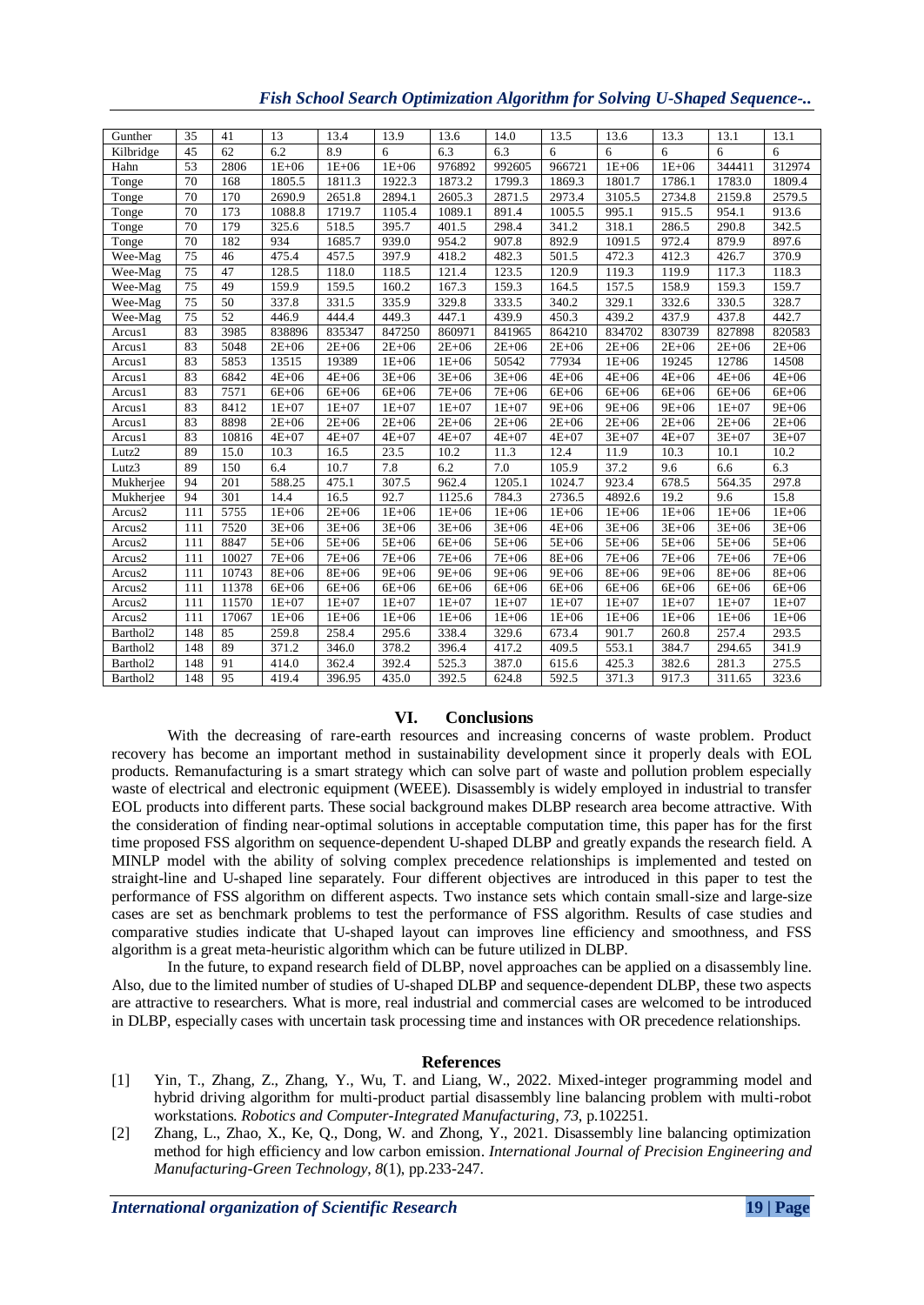| Gunther | 35 | 41 | 13 | 13.4 | 13.9 | 13.6 | 14.0 | 13.5 | 13.6 | 13.3 | 13.1 | 13.1 |
|---|---|---|---|---|---|---|---|---|---|---|---|---|
| Kilbridge | 45 | 62 | 6.2 | 8.9 | 6 | 6.3 | 6.3 | 6 | 6 | 6 | 6 | 6 |
| Hahn | 53 | 2806 | 1E+06 | 1E+06 | 1E+06 | 976892 | 992605 | 966721 | 1E+06 | 1E+06 | 344411 | 312974 |
| Tonge | 70 | 168 | 1805.5 | 1811.3 | 1922.3 | 1873.2 | 1799.3 | 1869.3 | 1801.7 | 1786.1 | 1783.0 | 1809.4 |
| Tonge | 70 | 170 | 2690.9 | 2651.8 | 2894.1 | 2605.3 | 2871.5 | 2973.4 | 3105.5 | 2734.8 | 2159.8 | 2579.5 |
| Tonge | 70 | 173 | 1088.8 | 1719.7 | 1105.4 | 1089.1 | 891.4 | 1005.5 | 995.1 | 915..5 | 954.1 | 913.6 |
| Tonge | 70 | 179 | 325.6 | 518.5 | 395.7 | 401.5 | 298.4 | 341.2 | 318.1 | 286.5 | 290.8 | 342.5 |
| Tonge | 70 | 182 | 934 | 1685.7 | 939.0 | 954.2 | 907.8 | 892.9 | 1091.5 | 972.4 | 879.9 | 897.6 |
| Wee-Mag | 75 | 46 | 475.4 | 457.5 | 397.9 | 418.2 | 482.3 | 501.5 | 472.3 | 412.3 | 426.7 | 370.9 |
| Wee-Mag | 75 | 47 | 128.5 | 118.0 | 118.5 | 121.4 | 123.5 | 120.9 | 119.3 | 119.9 | 117.3 | 118.3 |
| Wee-Mag | 75 | 49 | 159.9 | 159.5 | 160.2 | 167.3 | 159.3 | 164.5 | 157.5 | 158.9 | 159.3 | 159.7 |
| Wee-Mag | 75 | 50 | 337.8 | 331.5 | 335.9 | 329.8 | 333.5 | 340.2 | 329.1 | 332.6 | 330.5 | 328.7 |
| Wee-Mag | 75 | 52 | 446.9 | 444.4 | 449.3 | 447.1 | 439.9 | 450.3 | 439.2 | 437.9 | 437.8 | 442.7 |
| Arcus1 | 83 | 3985 | 838896 | 835347 | 847250 | 860971 | 841965 | 864210 | 834702 | 830739 | 827898 | 820583 |
| Arcus1 | 83 | 5048 | 2E+06 | 2E+06 | 2E+06 | 2E+06 | 2E+06 | 2E+06 | 2E+06 | 2E+06 | 2E+06 | 2E+06 |
| Arcus1 | 83 | 5853 | 13515 | 19389 | 1E+06 | 1E+06 | 50542 | 77934 | 1E+06 | 19245 | 12786 | 14508 |
| Arcus1 | 83 | 6842 | 4E+06 | 4E+06 | 3E+06 | 3E+06 | 3E+06 | 4E+06 | 4E+06 | 4E+06 | 4E+06 | 4E+06 |
| Arcus1 | 83 | 7571 | 6E+06 | 6E+06 | 6E+06 | 7E+06 | 7E+06 | 6E+06 | 6E+06 | 6E+06 | 6E+06 | 6E+06 |
| Arcus1 | 83 | 8412 | 1E+07 | 1E+07 | 1E+07 | 1E+07 | 1E+07 | 9E+06 | 9E+06 | 9E+06 | 1E+07 | 9E+06 |
| Arcus1 | 83 | 8898 | 2E+06 | 2E+06 | 2E+06 | 2E+06 | 2E+06 | 2E+06 | 2E+06 | 2E+06 | 2E+06 | 2E+06 |
| Arcus1 | 83 | 10816 | 4E+07 | 4E+07 | 4E+07 | 4E+07 | 4E+07 | 4E+07 | 3E+07 | 4E+07 | 3E+07 | 3E+07 |
| Lutz2 | 89 | 15.0 | 10.3 | 16.5 | 23.5 | 10.2 | 11.3 | 12.4 | 11.9 | 10.3 | 10.1 | 10.2 |
| Lutz3 | 89 | 150 | 6.4 | 10.7 | 7.8 | 6.2 | 7.0 | 105.9 | 37.2 | 9.6 | 6.6 | 6.3 |
| Mukherjee | 94 | 201 | 588.25 | 475.1 | 307.5 | 962.4 | 1205.1 | 1024.7 | 923.4 | 678.5 | 564.35 | 297.8 |
| Mukherjee | 94 | 301 | 14.4 | 16.5 | 92.7 | 1125.6 | 784.3 | 2736.5 | 4892.6 | 19.2 | 9.6 | 15.8 |
| Arcus2 | 111 | 5755 | 1E+06 | 2E+06 | 1E+06 | 1E+06 | 1E+06 | 1E+06 | 1E+06 | 1E+06 | 1E+06 | 1E+06 |
| Arcus2 | 111 | 7520 | 3E+06 | 3E+06 | 3E+06 | 3E+06 | 3E+06 | 4E+06 | 3E+06 | 3E+06 | 3E+06 | 3E+06 |
| Arcus2 | 111 | 8847 | 5E+06 | 5E+06 | 5E+06 | 6E+06 | 6E+06 | 5E+06 | 5E+06 | 5E+06 | 5E+06 | 5E+06 |
| Arcus2 | 111 | 10027 | 7E+06 | 7E+06 | 7E+06 | 7E+06 | 7E+06 | 8E+06 | 7E+06 | 7E+06 | 7E+06 | 7E+06 |
| Arcus2 | 111 | 10743 | 8E+06 | 8E+06 | 9E+06 | 9E+06 | 9E+06 | 9E+06 | 8E+06 | 9E+06 | 8E+06 | 8E+06 |
| Arcus2 | 111 | 11378 | 6E+06 | 6E+06 | 6E+06 | 6E+06 | 6E+06 | 6E+06 | 6E+06 | 6E+06 | 6E+06 | 6E+06 |
| Arcus2 | 111 | 11570 | 1E+07 | 1E+07 | 1E+07 | 1E+07 | 1E+07 | 1E+07 | 1E+07 | 1E+07 | 1E+07 | 1E+07 |
| Arcus2 | 111 | 17067 | 1E+06 | 1E+06 | 1E+06 | 1E+06 | 1E+06 | 1E+06 | 1E+06 | 1E+06 | 1E+06 | 1E+06 |
| Barthol2 | 148 | 85 | 259.8 | 258.4 | 295.6 | 338.4 | 329.6 | 673.4 | 901.7 | 260.8 | 257.4 | 293.5 |
| Barthol2 | 148 | 89 | 371.2 | 346.0 | 378.2 | 396.4 | 417.2 | 409.5 | 553.1 | 384.7 | 294.65 | 341.9 |
| Barthol2 | 148 | 91 | 414.0 | 362.4 | 392.4 | 525.3 | 387.0 | 615.6 | 425.3 | 382.6 | 281.3 | 275.5 |
| Barthol2 | 148 | 95 | 419.4 | 396.95 | 435.0 | 392.5 | 624.8 | 592.5 | 371.3 | 917.3 | 311.65 | 323.6 |

## VI. Conclusions

With the decreasing of rare-earth resources and increasing concerns of waste problem. Product recovery has become an important method in sustainability development since it properly deals with EOL products. Remanufacturing is a smart strategy which can solve part of waste and pollution problem especially waste of electrical and electronic equipment (WEEE). Disassembly is widely employed in industrial to transfer EOL products into different parts. These social background makes DLBP research area become attractive. With the consideration of finding near-optimal solutions in acceptable computation time, this paper has for the first time proposed FSS algorithm on sequence-dependent U-shaped DLBP and greatly expands the research field. A MINLP model with the ability of solving complex precedence relationships is implemented and tested on straight-line and U-shaped line separately. Four different objectives are introduced in this paper to test the performance of FSS algorithm on different aspects. Two instance sets which contain small-size and large-size cases are set as benchmark problems to test the performance of FSS algorithm. Results of case studies and comparative studies indicate that U-shaped layout can improves line efficiency and smoothness, and FSS algorithm is a great meta-heuristic algorithm which can be future utilized in DLBP.

In the future, to expand research field of DLBP, novel approaches can be applied on a disassembly line. Also, due to the limited number of studies of U-shaped DLBP and sequence-dependent DLBP, these two aspects are attractive to researchers. What is more, real industrial and commercial cases are welcomed to be introduced in DLBP, especially cases with uncertain task processing time and instances with OR precedence relationships.

## References

[1] Yin, T., Zhang, Z., Zhang, Y., Wu, T. and Liang, W., 2022. Mixed-integer programming model and hybrid driving algorithm for multi-product partial disassembly line balancing problem with multi-robot workstations. *Robotics and Computer-Integrated Manufacturing*, *73*, p.102251.

[2] Zhang, L., Zhao, X., Ke, Q., Dong, W. and Zhong, Y., 2021. Disassembly line balancing optimization method for high efficiency and low carbon emission. *International Journal of Precision Engineering and Manufacturing-Green Technology*, *8*(1), pp.233-247.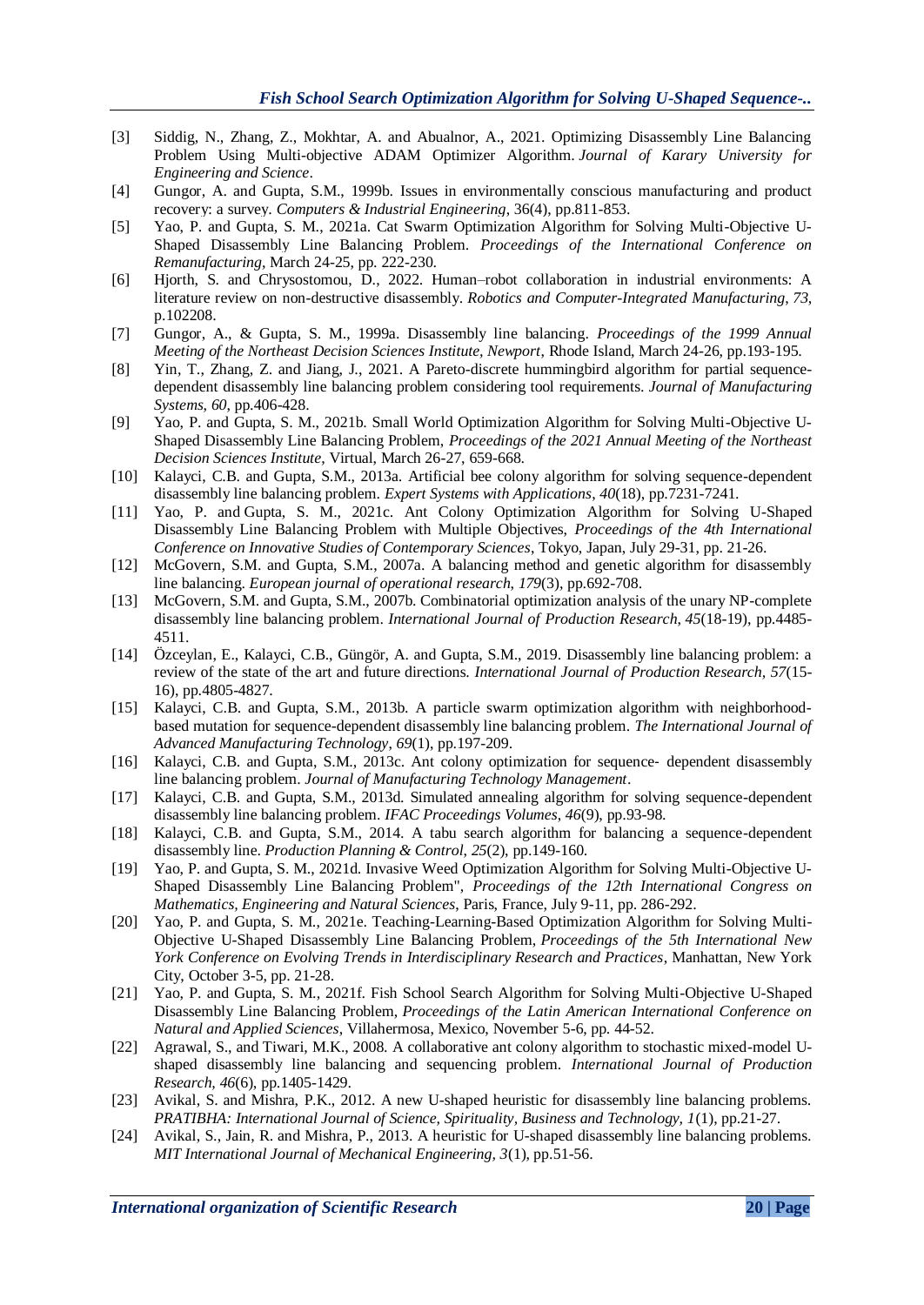[3] Siddig, N., Zhang, Z., Mokhtar, A. and Abualnor, A., 2021. Optimizing Disassembly Line Balancing Problem Using Multi-objective ADAM Optimizer Algorithm. *Journal of Karary University for Engineering and Science*.

[4] Gungor, A. and Gupta, S.M., 1999b. Issues in environmentally conscious manufacturing and product recovery: a survey. *Computers & Industrial Engineering*, 36(4), pp.811-853.

[5] Yao, P. and Gupta, S. M., 2021a. Cat Swarm Optimization Algorithm for Solving Multi-Objective U-Shaped Disassembly Line Balancing Problem. *Proceedings of the International Conference on Remanufacturing*, March 24-25, pp. 222-230.

[6] Hjorth, S. and Chrysostomou, D., 2022. Human–robot collaboration in industrial environments: A literature review on non-destructive disassembly. *Robotics and Computer-Integrated Manufacturing*, *73*, p.102208.

[7] Gungor, A., & Gupta, S. M., 1999a. Disassembly line balancing. *Proceedings of the 1999 Annual Meeting of the Northeast Decision Sciences Institute, Newport*, Rhode Island, March 24-26, pp.193-195.

[8] Yin, T., Zhang, Z. and Jiang, J., 2021. A Pareto-discrete hummingbird algorithm for partial sequence-dependent disassembly line balancing problem considering tool requirements. *Journal of Manufacturing Systems*, *60*, pp.406-428.

[9] Yao, P. and Gupta, S. M., 2021b. Small World Optimization Algorithm for Solving Multi-Objective U-Shaped Disassembly Line Balancing Problem, *Proceedings of the 2021 Annual Meeting of the Northeast Decision Sciences Institute*, Virtual, March 26-27, 659-668.

[10] Kalayci, C.B. and Gupta, S.M., 2013a. Artificial bee colony algorithm for solving sequence-dependent disassembly line balancing problem. *Expert Systems with Applications*, *40*(18), pp.7231-7241.

[11] Yao, P. and Gupta, S. M., 2021c. Ant Colony Optimization Algorithm for Solving U-Shaped Disassembly Line Balancing Problem with Multiple Objectives, *Proceedings of the 4th International Conference on Innovative Studies of Contemporary Sciences*, Tokyo, Japan, July 29-31, pp. 21-26.

[12] McGovern, S.M. and Gupta, S.M., 2007a. A balancing method and genetic algorithm for disassembly line balancing. *European journal of operational research*, *179*(3), pp.692-708.

[13] McGovern, S.M. and Gupta, S.M., 2007b. Combinatorial optimization analysis of the unary NP-complete disassembly line balancing problem. *International Journal of Production Research*, *45*(18-19), pp.4485-4511.

[14] Özceylan, E., Kalayci, C.B., Güngör, A. and Gupta, S.M., 2019. Disassembly line balancing problem: a review of the state of the art and future directions. *International Journal of Production Research*, *57*(15-16), pp.4805-4827.

[15] Kalayci, C.B. and Gupta, S.M., 2013b. A particle swarm optimization algorithm with neighborhood-based mutation for sequence-dependent disassembly line balancing problem. *The International Journal of Advanced Manufacturing Technology*, *69*(1), pp.197-209.

[16] Kalayci, C.B. and Gupta, S.M., 2013c. Ant colony optimization for sequence- dependent disassembly line balancing problem. *Journal of Manufacturing Technology Management*.

[17] Kalayci, C.B. and Gupta, S.M., 2013d. Simulated annealing algorithm for solving sequence-dependent disassembly line balancing problem. *IFAC Proceedings Volumes*, *46*(9), pp.93-98.

[18] Kalayci, C.B. and Gupta, S.M., 2014. A tabu search algorithm for balancing a sequence-dependent disassembly line. *Production Planning & Control*, *25*(2), pp.149-160.

[19] Yao, P. and Gupta, S. M., 2021d. Invasive Weed Optimization Algorithm for Solving Multi-Objective U-Shaped Disassembly Line Balancing Problem", *Proceedings of the 12th International Congress on Mathematics, Engineering and Natural Sciences*, Paris, France, July 9-11, pp. 286-292.

[20] Yao, P. and Gupta, S. M., 2021e. Teaching-Learning-Based Optimization Algorithm for Solving Multi-Objective U-Shaped Disassembly Line Balancing Problem, *Proceedings of the 5th International New York Conference on Evolving Trends in Interdisciplinary Research and Practices*, Manhattan, New York City, October 3-5, pp. 21-28.

[21] Yao, P. and Gupta, S. M., 2021f. Fish School Search Algorithm for Solving Multi-Objective U-Shaped Disassembly Line Balancing Problem, *Proceedings of the Latin American International Conference on Natural and Applied Sciences*, Villahermosa, Mexico, November 5-6, pp. 44-52.

[22] Agrawal, S., and Tiwari, M.K., 2008. A collaborative ant colony algorithm to stochastic mixed-model U-shaped disassembly line balancing and sequencing problem. *International Journal of Production Research, 46*(6), pp.1405-1429.

[23] Avikal, S. and Mishra, P.K., 2012. A new U-shaped heuristic for disassembly line balancing problems. *PRATIBHA: International Journal of Science, Spirituality, Business and Technology, 1*(1), pp.21-27.

[24] Avikal, S., Jain, R. and Mishra, P., 2013. A heuristic for U-shaped disassembly line balancing problems. *MIT International Journal of Mechanical Engineering, 3*(1), pp.51-56.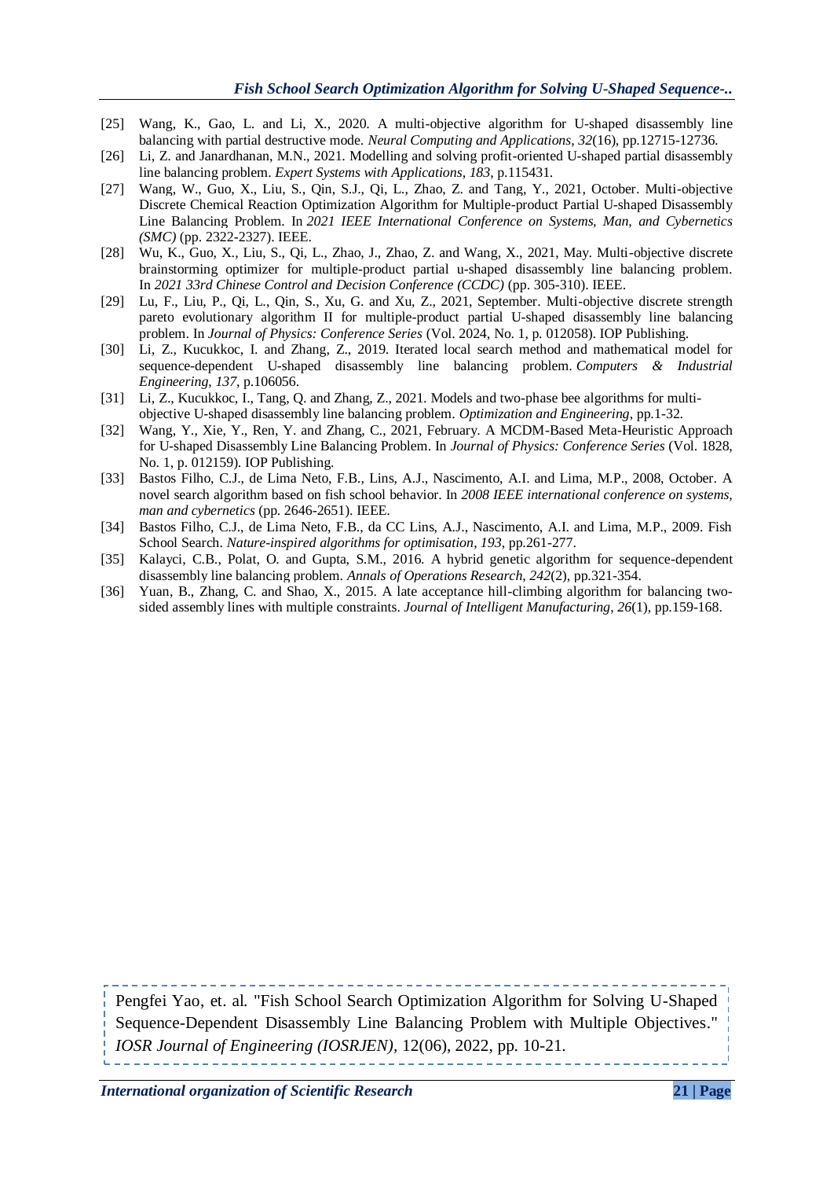[25] Wang, K., Gao, L. and Li, X., 2020. A multi-objective algorithm for U-shaped disassembly line balancing with partial destructive mode. *Neural Computing and Applications*, *32*(16), pp.12715-12736.

[26] Li, Z. and Janardhanan, M.N., 2021. Modelling and solving profit-oriented U-shaped partial disassembly line balancing problem. *Expert Systems with Applications*, *183*, p.115431.

[27] Wang, W., Guo, X., Liu, S., Qin, S.J., Qi, L., Zhao, Z. and Tang, Y., 2021, October. Multi-objective Discrete Chemical Reaction Optimization Algorithm for Multiple-product Partial U-shaped Disassembly Line Balancing Problem. In *2021 IEEE International Conference on Systems, Man, and Cybernetics (SMC)* (pp. 2322-2327). IEEE.

[28] Wu, K., Guo, X., Liu, S., Qi, L., Zhao, J., Zhao, Z. and Wang, X., 2021, May. Multi-objective discrete brainstorming optimizer for multiple-product partial u-shaped disassembly line balancing problem. In *2021 33rd Chinese Control and Decision Conference (CCDC)* (pp. 305-310). IEEE.

[29] Lu, F., Liu, P., Qi, L., Qin, S., Xu, G. and Xu, Z., 2021, September. Multi-objective discrete strength pareto evolutionary algorithm II for multiple-product partial U-shaped disassembly line balancing problem. In *Journal of Physics: Conference Series* (Vol. 2024, No. 1, p. 012058). IOP Publishing.

[30] Li, Z., Kucukkoc, I. and Zhang, Z., 2019. Iterated local search method and mathematical model for sequence-dependent U-shaped disassembly line balancing problem. *Computers & Industrial Engineering*, *137*, p.106056.

[31] Li, Z., Kucukkoc, I., Tang, Q. and Zhang, Z., 2021. Models and two-phase bee algorithms for multi-objective U-shaped disassembly line balancing problem. *Optimization and Engineering*, pp.1-32.

[32] Wang, Y., Xie, Y., Ren, Y. and Zhang, C., 2021, February. A MCDM-Based Meta-Heuristic Approach for U-shaped Disassembly Line Balancing Problem. In *Journal of Physics: Conference Series* (Vol. 1828, No. 1, p. 012159). IOP Publishing.

[33] Bastos Filho, C.J., de Lima Neto, F.B., Lins, A.J., Nascimento, A.I. and Lima, M.P., 2008, October. A novel search algorithm based on fish school behavior. In *2008 IEEE international conference on systems, man and cybernetics* (pp. 2646-2651). IEEE.

[34] Bastos Filho, C.J., de Lima Neto, F.B., da CC Lins, A.J., Nascimento, A.I. and Lima, M.P., 2009. Fish School Search. *Nature-inspired algorithms for optimisation*, *193*, pp.261-277.

[35] Kalayci, C.B., Polat, O. and Gupta, S.M., 2016. A hybrid genetic algorithm for sequence-dependent disassembly line balancing problem. *Annals of Operations Research*, *242*(2), pp.321-354.

[36] Yuan, B., Zhang, C. and Shao, X., 2015. A late acceptance hill-climbing algorithm for balancing two-sided assembly lines with multiple constraints. *Journal of Intelligent Manufacturing*, *26*(1), pp.159-168.

Pengfei Yao, et. al. "Fish School Search Optimization Algorithm for Solving U-Shaped Sequence-Dependent Disassembly Line Balancing Problem with Multiple Objectives." *IOSR Journal of Engineering (IOSRJEN)*, 12(06), 2022, pp. 10-21.